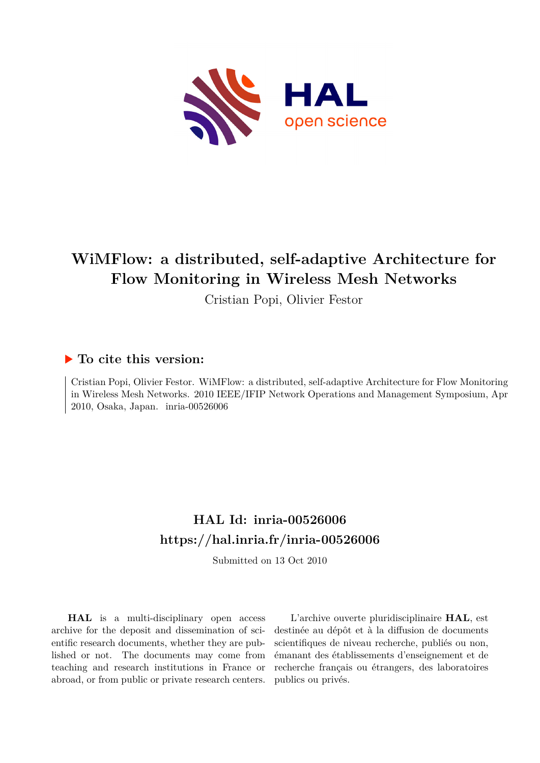# WiMFlow: a distributed, self-adaptive Architecture for Flow Monitoring in Wireless Mesh Networks

Cristian Popi, Olivier Festor

## ▶ To cite this version:

Cristian Popi, Olivier Festor. WiMFlow: a distributed, self-adaptive Architecture for Flow Monitoring in Wireless Mesh Networks. 2010 IEEE/IFIP Network Operations and Management Symposium, Apr 2010, Osaka, Japan. inria-00526006

## HAL Id: inria-00526006
## https://hal.inria.fr/inria-00526006

Submitted on 13 Oct 2010

**HAL** is a multi-disciplinary open access archive for the deposit and dissemination of scientific research documents, whether they are published or not. The documents may come from teaching and research institutions in France or abroad, or from public or private research centers.

L'archive ouverte pluridisciplinaire **HAL**, est destinée au dépôt et à la diffusion de documents scientifiques de niveau recherche, publiés ou non, émanant des établissements d'enseignement et de recherche français ou étrangers, des laboratoires publics ou privés.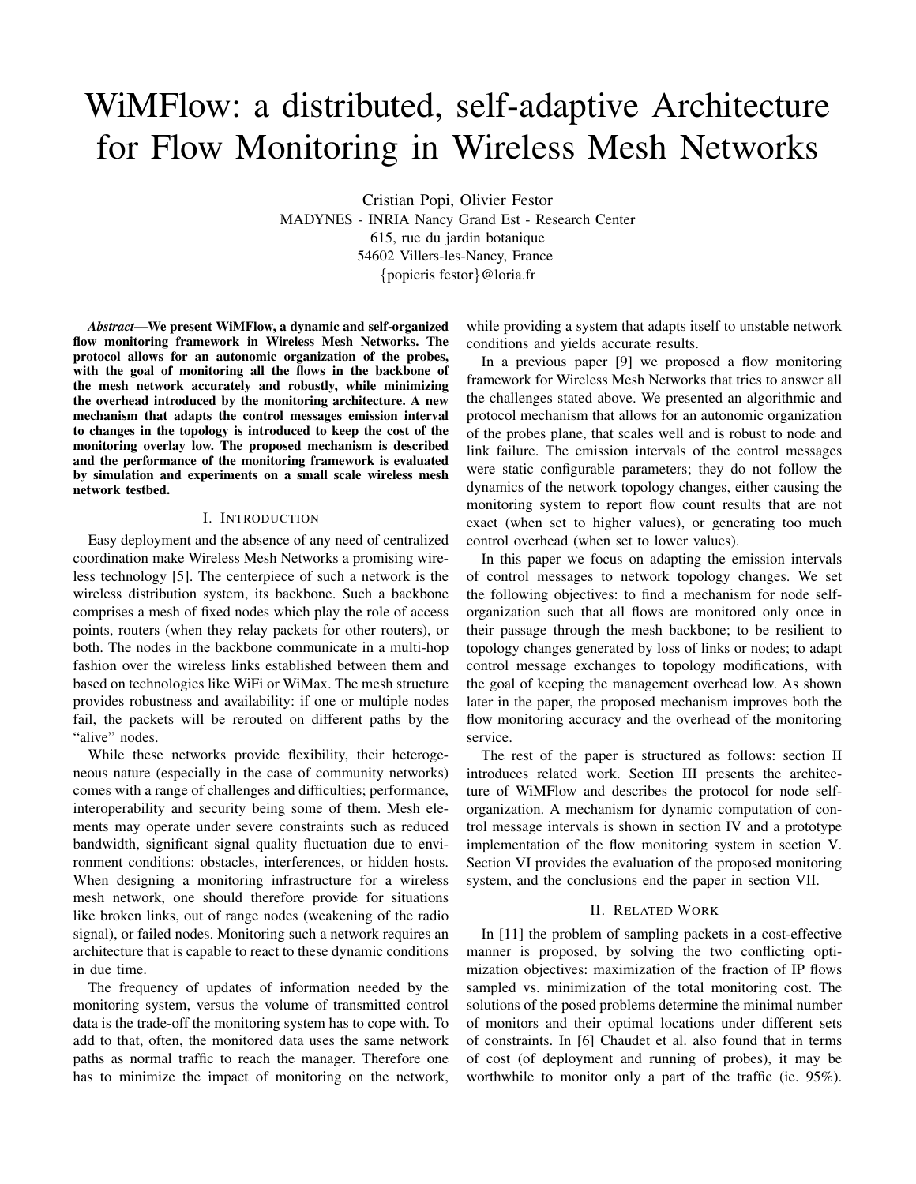# WiMFlow: a distributed, self-adaptive Architecture for Flow Monitoring in Wireless Mesh Networks

Cristian Popi, Olivier Festor
MADYNES - INRIA Nancy Grand Est - Research Center
615, rue du jardin botanique
54602 Villers-les-Nancy, France
{popicris|festor}@loria.fr

***Abstract*—We present WiMFlow, a dynamic and self-organized flow monitoring framework in Wireless Mesh Networks. The protocol allows for an autonomic organization of the probes, with the goal of monitoring all the flows in the backbone of the mesh network accurately and robustly, while minimizing the overhead introduced by the monitoring architecture. A new mechanism that adapts the control messages emission interval to changes in the topology is introduced to keep the cost of the monitoring overlay low. The proposed mechanism is described and the performance of the monitoring framework is evaluated by simulation and experiments on a small scale wireless mesh network testbed.**

## I. Introduction

Easy deployment and the absence of any need of centralized coordination make Wireless Mesh Networks a promising wireless technology [5]. The centerpiece of such a network is the wireless distribution system, its backbone. Such a backbone comprises a mesh of fixed nodes which play the role of access points, routers (when they relay packets for other routers), or both. The nodes in the backbone communicate in a multi-hop fashion over the wireless links established between them and based on technologies like WiFi or WiMax. The mesh structure provides robustness and availability: if one or multiple nodes fail, the packets will be rerouted on different paths by the "alive" nodes.

While these networks provide flexibility, their heterogeneous nature (especially in the case of community networks) comes with a range of challenges and difficulties; performance, interoperability and security being some of them. Mesh elements may operate under severe constraints such as reduced bandwidth, significant signal quality fluctuation due to environment conditions: obstacles, interferences, or hidden hosts. When designing a monitoring infrastructure for a wireless mesh network, one should therefore provide for situations like broken links, out of range nodes (weakening of the radio signal), or failed nodes. Monitoring such a network requires an architecture that is capable to react to these dynamic conditions in due time.

The frequency of updates of information needed by the monitoring system, versus the volume of transmitted control data is the trade-off the monitoring system has to cope with. To add to that, often, the monitored data uses the same network paths as normal traffic to reach the manager. Therefore one has to minimize the impact of monitoring on the network, while providing a system that adapts itself to unstable network conditions and yields accurate results.

In a previous paper [9] we proposed a flow monitoring framework for Wireless Mesh Networks that tries to answer all the challenges stated above. We presented an algorithmic and protocol mechanism that allows for an autonomic organization of the probes plane, that scales well and is robust to node and link failure. The emission intervals of the control messages were static configurable parameters; they do not follow the dynamics of the network topology changes, either causing the monitoring system to report flow count results that are not exact (when set to higher values), or generating too much control overhead (when set to lower values).

In this paper we focus on adapting the emission intervals of control messages to network topology changes. We set the following objectives: to find a mechanism for node self-organization such that all flows are monitored only once in their passage through the mesh backbone; to be resilient to topology changes generated by loss of links or nodes; to adapt control message exchanges to topology modifications, with the goal of keeping the management overhead low. As shown later in the paper, the proposed mechanism improves both the flow monitoring accuracy and the overhead of the monitoring service.

The rest of the paper is structured as follows: section II introduces related work. Section III presents the architecture of WiMFlow and describes the protocol for node self-organization. A mechanism for dynamic computation of control message intervals is shown in section IV and a prototype implementation of the flow monitoring system in section V. Section VI provides the evaluation of the proposed monitoring system, and the conclusions end the paper in section VII.

## II. Related Work

In [11] the problem of sampling packets in a cost-effective manner is proposed, by solving the two conflicting optimization objectives: maximization of the fraction of IP flows sampled vs. minimization of the total monitoring cost. The solutions of the posed problems determine the minimal number of monitors and their optimal locations under different sets of constraints. In [6] Chaudet et al. also found that in terms of cost (of deployment and running of probes), it may be worthwhile to monitor only a part of the traffic (ie. 95%).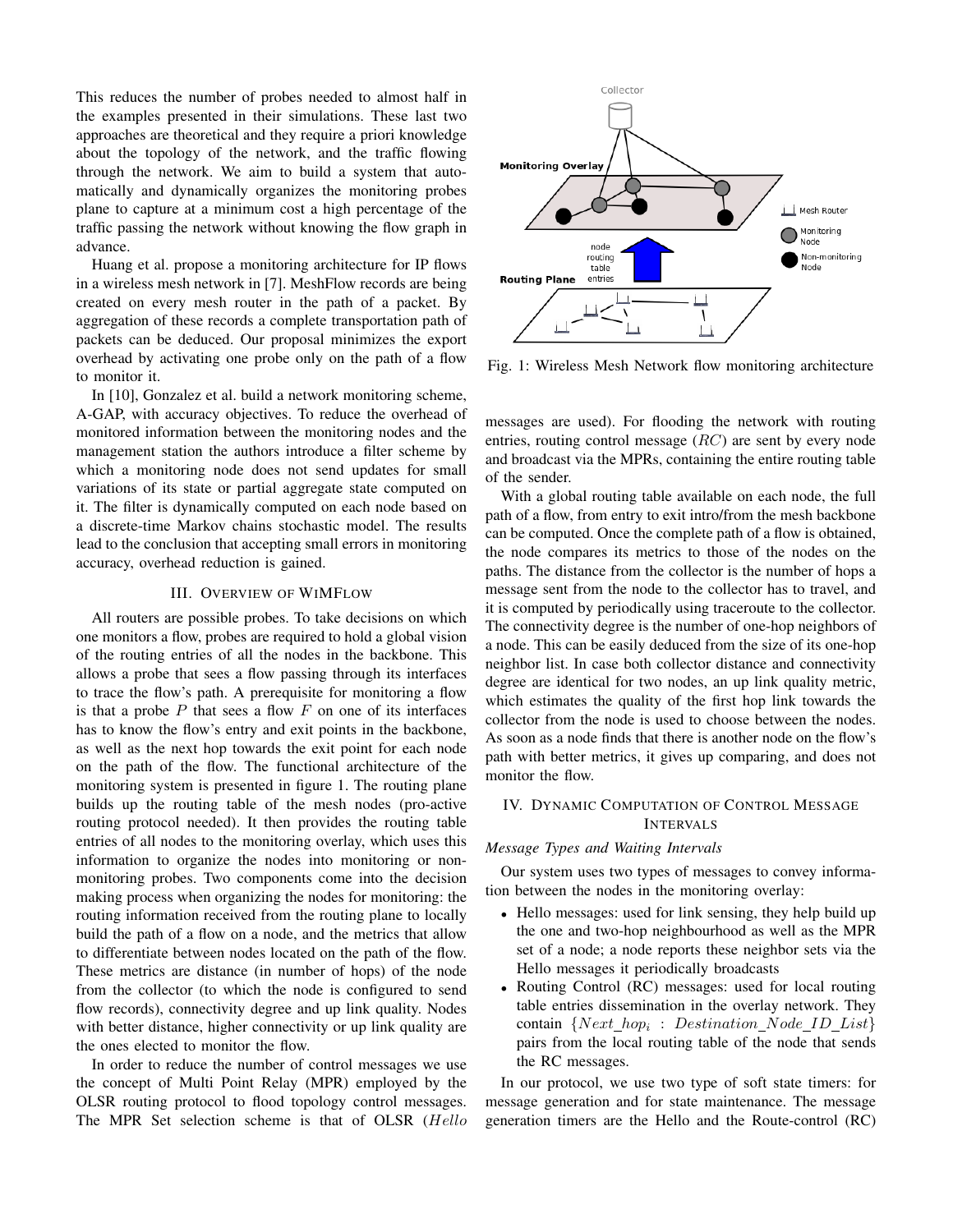This reduces the number of probes needed to almost half in the examples presented in their simulations. These last two approaches are theoretical and they require a priori knowledge about the topology of the network, and the traffic flowing through the network. We aim to build a system that automatically and dynamically organizes the monitoring probes plane to capture at a minimum cost a high percentage of the traffic passing the network without knowing the flow graph in advance.

Huang et al. propose a monitoring architecture for IP flows in a wireless mesh network in [7]. MeshFlow records are being created on every mesh router in the path of a packet. By aggregation of these records a complete transportation path of packets can be deduced. Our proposal minimizes the export overhead by activating one probe only on the path of a flow to monitor it.

In [10], Gonzalez et al. build a network monitoring scheme, A-GAP, with accuracy objectives. To reduce the overhead of monitored information between the monitoring nodes and the management station the authors introduce a filter scheme by which a monitoring node does not send updates for small variations of its state or partial aggregate state computed on it. The filter is dynamically computed on each node based on a discrete-time Markov chains stochastic model. The results lead to the conclusion that accepting small errors in monitoring accuracy, overhead reduction is gained.

## III. Overview of WiMFlow

All routers are possible probes. To take decisions on which one monitors a flow, probes are required to hold a global vision of the routing entries of all the nodes in the backbone. This allows a probe that sees a flow passing through its interfaces to trace the flow's path. A prerequisite for monitoring a flow is that a probe $P$ that sees a flow $F$ on one of its interfaces has to know the flow's entry and exit points in the backbone, as well as the next hop towards the exit point for each node on the path of the flow. The functional architecture of the monitoring system is presented in figure 1. The routing plane builds up the routing table of the mesh nodes (pro-active routing protocol needed). It then provides the routing table entries of all nodes to the monitoring overlay, which uses this information to organize the nodes into monitoring or non-monitoring probes. Two components come into the decision making process when organizing the nodes for monitoring: the routing information received from the routing plane to locally build the path of a flow on a node, and the metrics that allow to differentiate between nodes located on the path of the flow. These metrics are distance (in number of hops) of the node from the collector (to which the node is configured to send flow records), connectivity degree and up link quality. Nodes with better distance, higher connectivity or up link quality are the ones elected to monitor the flow.

In order to reduce the number of control messages we use the concept of Multi Point Relay (MPR) employed by the OLSR routing protocol to flood topology control messages. The MPR Set selection scheme is that of OLSR ($Hello$ messages are used). For flooding the network with routing entries, routing control message ($RC$) are sent by every node and broadcast via the MPRs, containing the entire routing table of the sender.

Collector

Monitoring Overlay

Mesh Router

Monitoring Node

Non-monitoring Node

node routing table entries

Routing Plane

Fig. 1: Wireless Mesh Network flow monitoring architecture

With a global routing table available on each node, the full path of a flow, from entry to exit intro/from the mesh backbone can be computed. Once the complete path of a flow is obtained, the node compares its metrics to those of the nodes on the paths. The distance from the collector is the number of hops a message sent from the node to the collector has to travel, and it is computed by periodically using traceroute to the collector. The connectivity degree is the number of one-hop neighbors of a node. This can be easily deduced from the size of its one-hop neighbor list. In case both collector distance and connectivity degree are identical for two nodes, an up link quality metric, which estimates the quality of the first hop link towards the collector from the node is used to choose between the nodes. As soon as a node finds that there is another node on the flow's path with better metrics, it gives up comparing, and does not monitor the flow.

## IV. Dynamic Computation of Control Message Intervals

### *Message Types and Waiting Intervals*

Our system uses two types of messages to convey information between the nodes in the monitoring overlay:

- Hello messages: used for link sensing, they help build up the one and two-hop neighbourhood as well as the MPR set of a node; a node reports these neighbor sets via the Hello messages it periodically broadcasts
- Routing Control (RC) messages: used for local routing table entries dissemination in the overlay network. They contain $\{Next\_hop_i : Destination\_Node\_ID\_List\}$ pairs from the local routing table of the node that sends the RC messages.

In our protocol, we use two type of soft state timers: for message generation and for state maintenance. The message generation timers are the Hello and the Route-control (RC)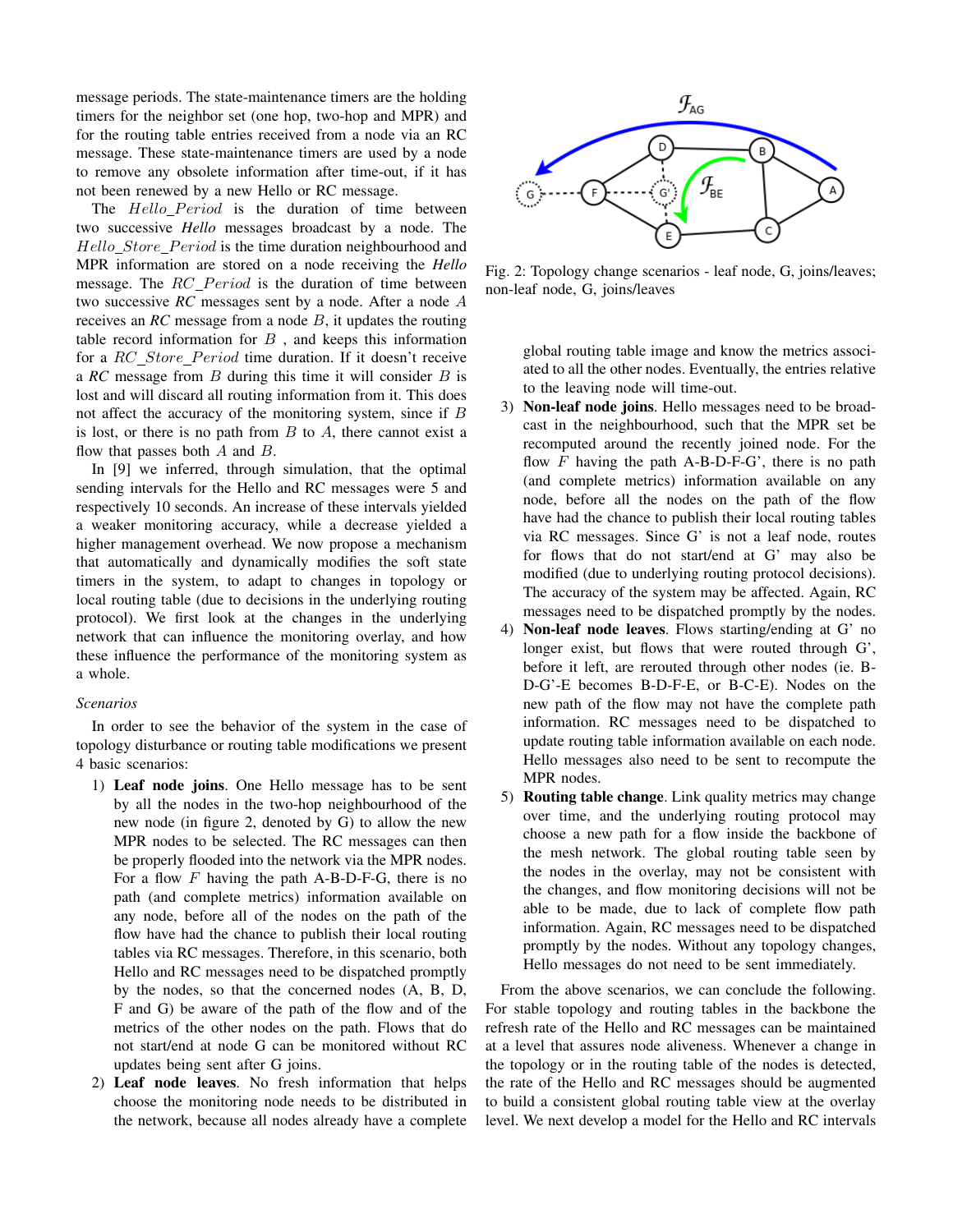message periods. The state-maintenance timers are the holding timers for the neighbor set (one hop, two-hop and MPR) and for the routing table entries received from a node via an RC message. These state-maintenance timers are used by a node to remove any obsolete information after time-out, if it has not been renewed by a new Hello or RC message.

The $Hello\_Period$ is the duration of time between two successive ***Hello*** messages broadcast by a node. The $Hello\_Store\_Period$ is the time duration neighbourhood and MPR information are stored on a node receiving the ***Hello*** message. The $RC\_Period$ is the duration of time between two successive ***RC*** messages sent by a node. After a node $A$ receives an ***RC*** message from a node $B$, it updates the routing table record information for $B$ , and keeps this information for a $RC\_Store\_Period$ time duration. If it doesn't receive a ***RC*** message from $B$ during this time it will consider $B$ is lost and will discard all routing information from it. This does not affect the accuracy of the monitoring system, since if $B$ is lost, or there is no path from $B$ to $A$, there cannot exist a flow that passes both $A$ and $B$.

In [9] we inferred, through simulation, that the optimal sending intervals for the Hello and RC messages were 5 and respectively 10 seconds. An increase of these intervals yielded a weaker monitoring accuracy, while a decrease yielded a higher management overhead. We now propose a mechanism that automatically and dynamically modifies the soft state timers in the system, to adapt to changes in topology or local routing table (due to decisions in the underlying routing protocol). We first look at the changes in the underlying network that can influence the monitoring overlay, and how these influence the performance of the monitoring system as a whole.

*Scenarios*

In order to see the behavior of the system in the case of topology disturbance or routing table modifications we present 4 basic scenarios:

1) **Leaf node joins**. One Hello message has to be sent by all the nodes in the two-hop neighbourhood of the new node (in figure 2, denoted by G) to allow the new MPR nodes to be selected. The RC messages can then be properly flooded into the network via the MPR nodes. For a flow $F$ having the path A-B-D-F-G, there is no path (and complete metrics) information available on any node, before all of the nodes on the path of the flow have had the chance to publish their local routing tables via RC messages. Therefore, in this scenario, both Hello and RC messages need to be dispatched promptly by the nodes, so that the concerned nodes (A, B, D, F and G) be aware of the path of the flow and of the metrics of the other nodes on the path. Flows that do not start/end at node G can be monitored without RC updates being sent after G joins.
2) **Leaf node leaves**. No fresh information that helps choose the monitoring node needs to be distributed in the network, because all nodes already have a complete global routing table image and know the metrics associated to all the other nodes. Eventually, the entries relative to the leaving node will time-out.
3) **Non-leaf node joins**. Hello messages need to be broadcast in the neighbourhood, such that the MPR set be recomputed around the recently joined node. For the flow $F$ having the path A-B-D-F-G', there is no path (and complete metrics) information available on any node, before all the nodes on the path of the flow have had the chance to publish their local routing tables via RC messages. Since G' is not a leaf node, routes for flows that do not start/end at G' may also be modified (due to underlying routing protocol decisions). The accuracy of the system may be affected. Again, RC messages need to be dispatched promptly by the nodes.
4) **Non-leaf node leaves**. Flows starting/ending at G' no longer exist, but flows that were routed through G', before it left, are rerouted through other nodes (ie. B-D-G'-E becomes B-D-F-E, or B-C-E). Nodes on the new path of the flow may not have the complete path information. RC messages need to be dispatched to update routing table information available on each node. Hello messages also need to be sent to recompute the MPR nodes.
5) **Routing table change**. Link quality metrics may change over time, and the underlying routing protocol may choose a new path for a flow inside the backbone of the mesh network. The global routing table seen by the nodes in the overlay, may not be consistent with the changes, and flow monitoring decisions will not be able to be made, due to lack of complete flow path information. Again, RC messages need to be dispatched promptly by the nodes. Without any topology changes, Hello messages do not need to be sent immediately.

$\mathcal{F}_{AG}$

$\mathcal{F}_{BE}$

D B G F G' A E C

Fig. 2: Topology change scenarios - leaf node, G, joins/leaves; non-leaf node, G, joins/leaves

From the above scenarios, we can conclude the following. For stable topology and routing tables in the backbone the refresh rate of the Hello and RC messages can be maintained at a level that assures node aliveness. Whenever a change in the topology or in the routing table of the nodes is detected, the rate of the Hello and RC messages should be augmented to build a consistent global routing table view at the overlay level. We next develop a model for the Hello and RC intervals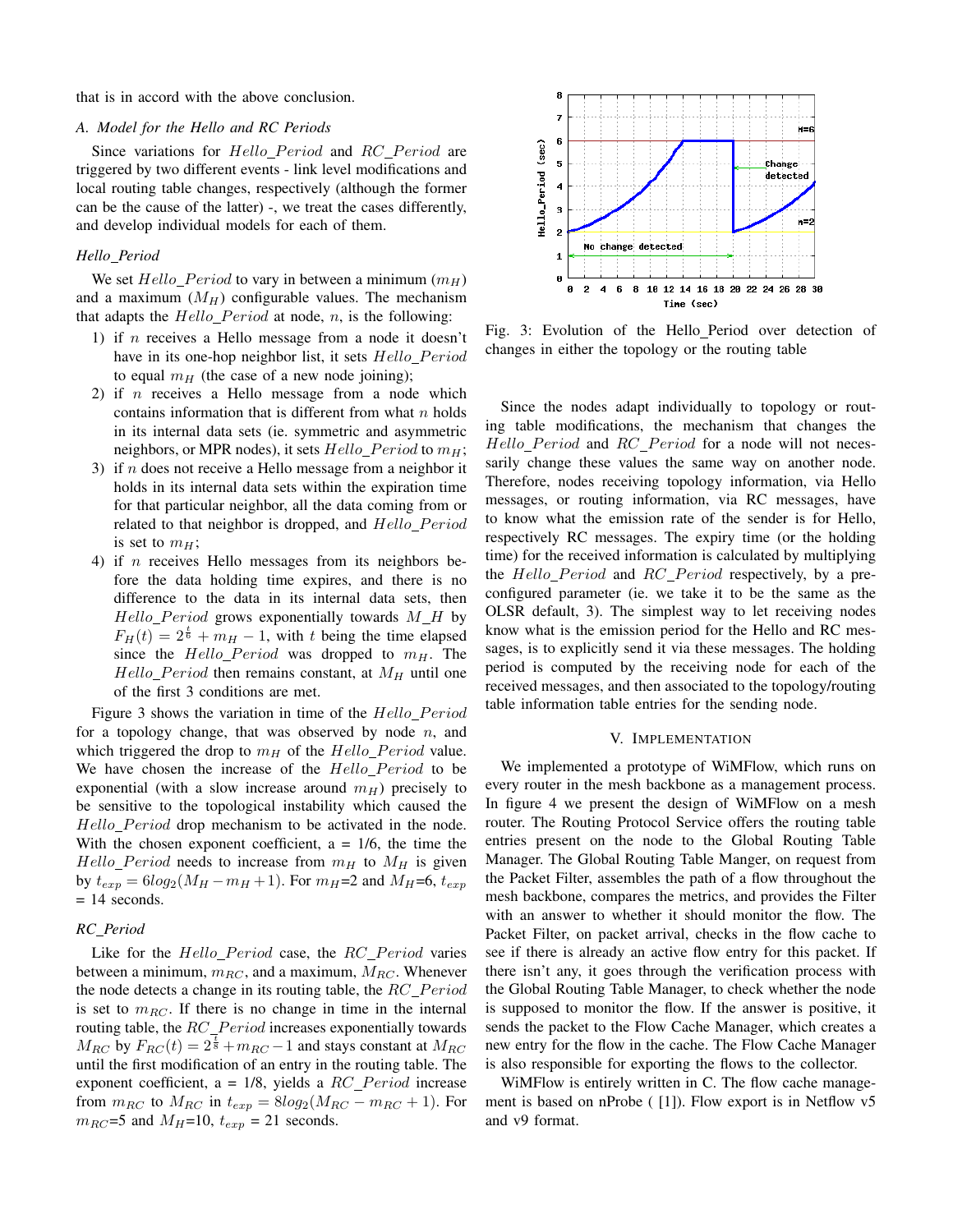that is in accord with the above conclusion.

### A. Model for the Hello and RC Periods

Since variations for $Hello\_Period$ and $RC\_Period$ are triggered by two different events - link level modifications and local routing table changes, respectively (although the former can be the cause of the latter) -, we treat the cases differently, and develop individual models for each of them.

#### Hello_Period

We set $Hello\_Period$ to vary in between a minimum ($m_H$) and a maximum ($M_H$) configurable values. The mechanism that adapts the $Hello\_Period$ at node, $n$, is the following:

1) if $n$ receives a Hello message from a node it doesn't have in its one-hop neighbor list, it sets $Hello\_Period$ to equal $m_H$ (the case of a new node joining);
2) if $n$ receives a Hello message from a node which contains information that is different from what $n$ holds in its internal data sets (ie. symmetric and asymmetric neighbors, or MPR nodes), it sets $Hello\_Period$ to $m_H$;
3) if $n$ does not receive a Hello message from a neighbor it holds in its internal data sets within the expiration time for that particular neighbor, all the data coming from or related to that neighbor is dropped, and $Hello\_Period$ is set to $m_H$;
4) if $n$ receives Hello messages from its neighbors before the data holding time expires, and there is no difference to the data in its internal data sets, then $Hello\_Period$ grows exponentially towards $M\_H$ by $F_H(t) = 2^{\frac{t}{6}} + m_H - 1$, with $t$ being the time elapsed since the $Hello\_Period$ was dropped to $m_H$. The $Hello\_Period$ then remains constant, at $M_H$ until one of the first 3 conditions are met.

Figure 3 shows the variation in time of the $Hello\_Period$ for a topology change, that was observed by node $n$, and which triggered the drop to $m_H$ of the $Hello\_Period$ value. We have chosen the increase of the $Hello\_Period$ to be exponential (with a slow increase around $m_H$) precisely to be sensitive to the topological instability which caused the $Hello\_Period$ drop mechanism to be activated in the node. With the chosen exponent coefficient, a = 1/6, the time the $Hello\_Period$ needs to increase from $m_H$ to $M_H$ is given by $t_{exp} = 6log_2(M_H - m_H + 1)$. For $m_H$=2 and $M_H$=6, $t_{exp}$ = 14 seconds.

#### RC_Period

Like for the $Hello\_Period$ case, the $RC\_Period$ varies between a minimum, $m_{RC}$, and a maximum, $M_{RC}$. Whenever the node detects a change in its routing table, the $RC\_Period$ is set to $m_{RC}$. If there is no change in time in the internal routing table, the $RC\_Period$ increases exponentially towards $M_{RC}$ by $F_{RC}(t) = 2^{\frac{t}{8}} + m_{RC} - 1$ and stays constant at $M_{RC}$ until the first modification of an entry in the routing table. The exponent coefficient, a = 1/8, yields a $RC\_Period$ increase from $m_{RC}$ to $M_{RC}$ in $t_{exp} = 8log_2(M_{RC} - m_{RC} + 1)$. For $m_{RC}$=5 and $M_H$=10, $t_{exp}$ = 21 seconds.

Hello_Period (sec)
0 1 2 3 4 5 6 7 8
Time (sec)
0 2 4 6 8 10 12 14 16 18 20 22 24 26 28 30
M=6
m=2
Change detected
No change detected

Fig. 3: Evolution of the Hello_Period over detection of changes in either the topology or the routing table

Since the nodes adapt individually to topology or routing table modifications, the mechanism that changes the $Hello\_Period$ and $RC\_Period$ for a node will not necessarily change these values the same way on another node. Therefore, nodes receiving topology information, via Hello messages, or routing information, via RC messages, have to know what the emission rate of the sender is for Hello, respectively RC messages. The expiry time (or the holding time) for the received information is calculated by multiplying the $Hello\_Period$ and $RC\_Period$ respectively, by a preconfigured parameter (ie. we take it to be the same as the OLSR default, 3). The simplest way to let receiving nodes know what is the emission period for the Hello and RC messages, is to explicitly send it via these messages. The holding period is computed by the receiving node for each of the received messages, and then associated to the topology/routing table information table entries for the sending node.

## V. Implementation

We implemented a prototype of WiMFlow, which runs on every router in the mesh backbone as a management process. In figure 4 we present the design of WiMFlow on a mesh router. The Routing Protocol Service offers the routing table entries present on the node to the Global Routing Table Manager. The Global Routing Table Manger, on request from the Packet Filter, assembles the path of a flow throughout the mesh backbone, compares the metrics, and provides the Filter with an answer to whether it should monitor the flow. The Packet Filter, on packet arrival, checks in the flow cache to see if there is already an active flow entry for this packet. If there isn't any, it goes through the verification process with the Global Routing Table Manager, to check whether the node is supposed to monitor the flow. If the answer is positive, it sends the packet to the Flow Cache Manager, which creates a new entry for the flow in the cache. The Flow Cache Manager is also responsible for exporting the flows to the collector.

WiMFlow is entirely written in C. The flow cache management is based on nProbe ( [1]). Flow export is in Netflow v5 and v9 format.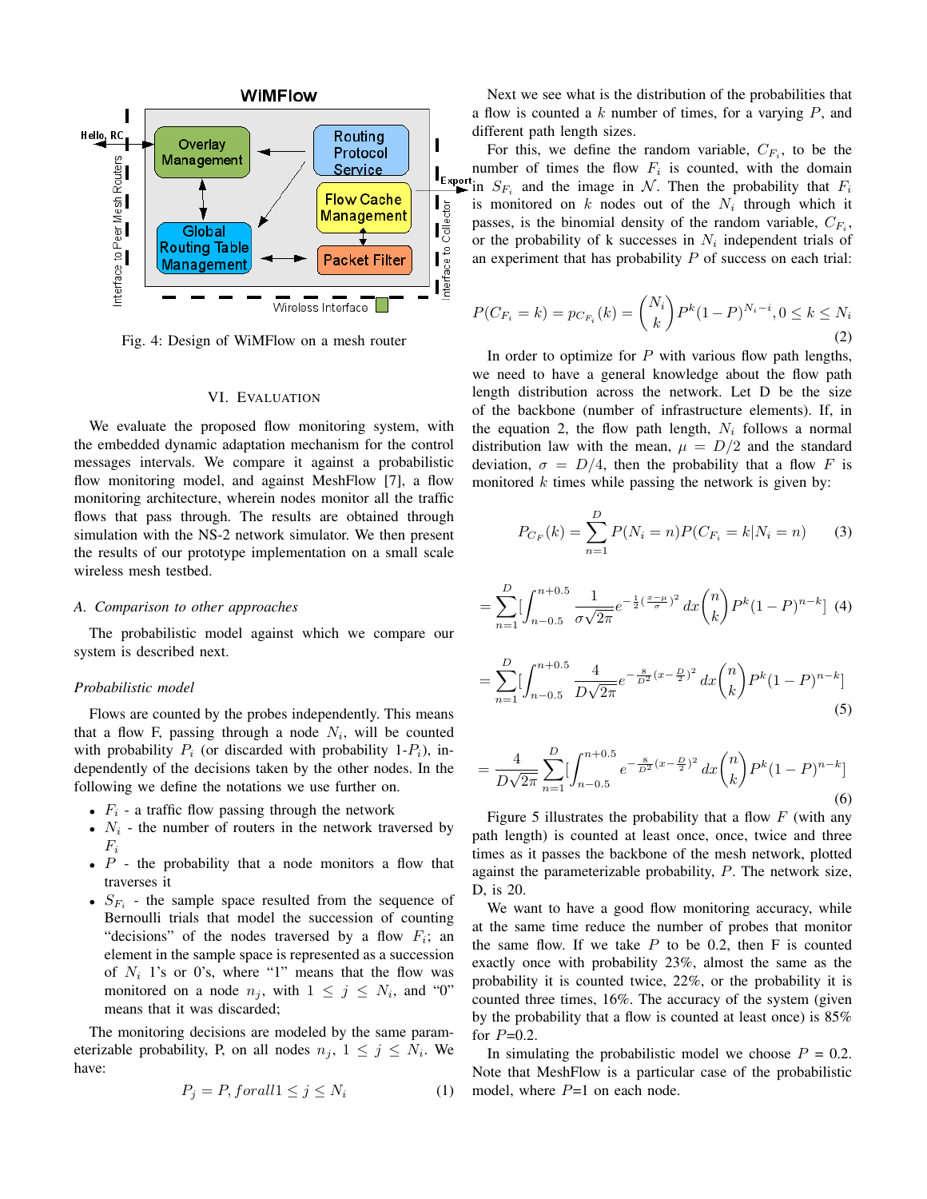Fig. 4: Design of WiMFlow on a mesh router

## VI. Evaluation

We evaluate the proposed flow monitoring system, with the embedded dynamic adaptation mechanism for the control messages intervals. We compare it against a probabilistic flow monitoring model, and against MeshFlow [7], a flow monitoring architecture, wherein nodes monitor all the traffic flows that pass through. The results are obtained through simulation with the NS-2 network simulator. We then present the results of our prototype implementation on a small scale wireless mesh testbed.

### A. Comparison to other approaches

The probabilistic model against which we compare our system is described next.

#### Probabilistic model

Flows are counted by the probes independently. This means that a flow F, passing through a node $N_i$, will be counted with probability $P_i$ (or discarded with probability 1-$P_i$), independently of the decisions taken by the other nodes. In the following we define the notations we use further on.

- $F_i$ - a traffic flow passing through the network
- $N_i$ - the number of routers in the network traversed by $F_i$
- $P$ - the probability that a node monitors a flow that traverses it
- $S_{F_i}$ - the sample space resulted from the sequence of Bernoulli trials that model the succession of counting "decisions" of the nodes traversed by a flow $F_i$; an element in the sample space is represented as a succession of $N_i$ 1's or 0's, where "1" means that the flow was monitored on a node $n_j$, with $1 \leq j \leq N_i$, and "0" means that it was discarded;

The monitoring decisions are modeled by the same parameterizable probability, P, on all nodes $n_j$, $1 \leq j \leq N_i$. We have:

$$P_j = P, forall 1 \leq j \leq N_i \tag{1}$$

Next we see what is the distribution of the probabilities that a flow is counted a $k$ number of times, for a varying $P$, and different path length sizes.

For this, we define the random variable, $C_{F_i}$, to be the number of times the flow $F_i$ is counted, with the domain in $S_{F_i}$ and the image in $\mathcal{N}$. Then the probability that $F_i$ is monitored on $k$ nodes out of the $N_i$ through which it passes, is the binomial density of the random variable, $C_{F_i}$, or the probability of k successes in $N_i$ independent trials of an experiment that has probability $P$ of success on each trial:

$$P(C_{F_i} = k) = p_{C_{F_i}}(k) = \binom{N_i}{k} P^k (1-P)^{N_i - i}, 0 \leq k \leq N_i \tag{2}$$

In order to optimize for $P$ with various flow path lengths, we need to have a general knowledge about the flow path length distribution across the network. Let D be the size of the backbone (number of infrastructure elements). If, in the equation 2, the flow path length, $N_i$ follows a normal distribution law with the mean, $\mu = D/2$ and the standard deviation, $\sigma = D/4$, then the probability that a flow $F$ is monitored $k$ times while passing the network is given by:

$$P_{C_F}(k) = \sum_{n=1}^{D} P(N_i = n) P(C_{F_i} = k | N_i = n) \tag{3}$$

$$= \sum_{n=1}^{D} [\int_{n-0.5}^{n+0.5} \frac{1}{\sigma\sqrt{2\pi}} e^{-\frac{1}{2}(\frac{x-\mu}{\sigma})^2} \, dx \binom{n}{k} P^k (1-P)^{n-k}] \tag{4}$$

$$= \sum_{n=1}^{D} [\int_{n-0.5}^{n+0.5} \frac{4}{D\sqrt{2\pi}} e^{-\frac{8}{D^2}(x-\frac{D}{2})^2} \, dx \binom{n}{k} P^k (1-P)^{n-k}] \tag{5}$$

$$= \frac{4}{D\sqrt{2\pi}} \sum_{n=1}^{D} [\int_{n-0.5}^{n+0.5} e^{-\frac{8}{D^2}(x-\frac{D}{2})^2} \, dx \binom{n}{k} P^k (1-P)^{n-k}] \tag{6}$$

Figure 5 illustrates the probability that a flow $F$ (with any path length) is counted at least once, once, twice and three times as it passes the backbone of the mesh network, plotted against the parameterizable probability, $P$. The network size, D, is 20.

We want to have a good flow monitoring accuracy, while at the same time reduce the number of probes that monitor the same flow. If we take $P$ to be 0.2, then F is counted exactly once with probability 23%, almost the same as the probability it is counted twice, 22%, or the probability it is counted three times, 16%. The accuracy of the system (given by the probability that a flow is counted at least once) is 85% for $P$=0.2.

In simulating the probabilistic model we choose $P$ = 0.2. Note that MeshFlow is a particular case of the probabilistic model, where $P$=1 on each node.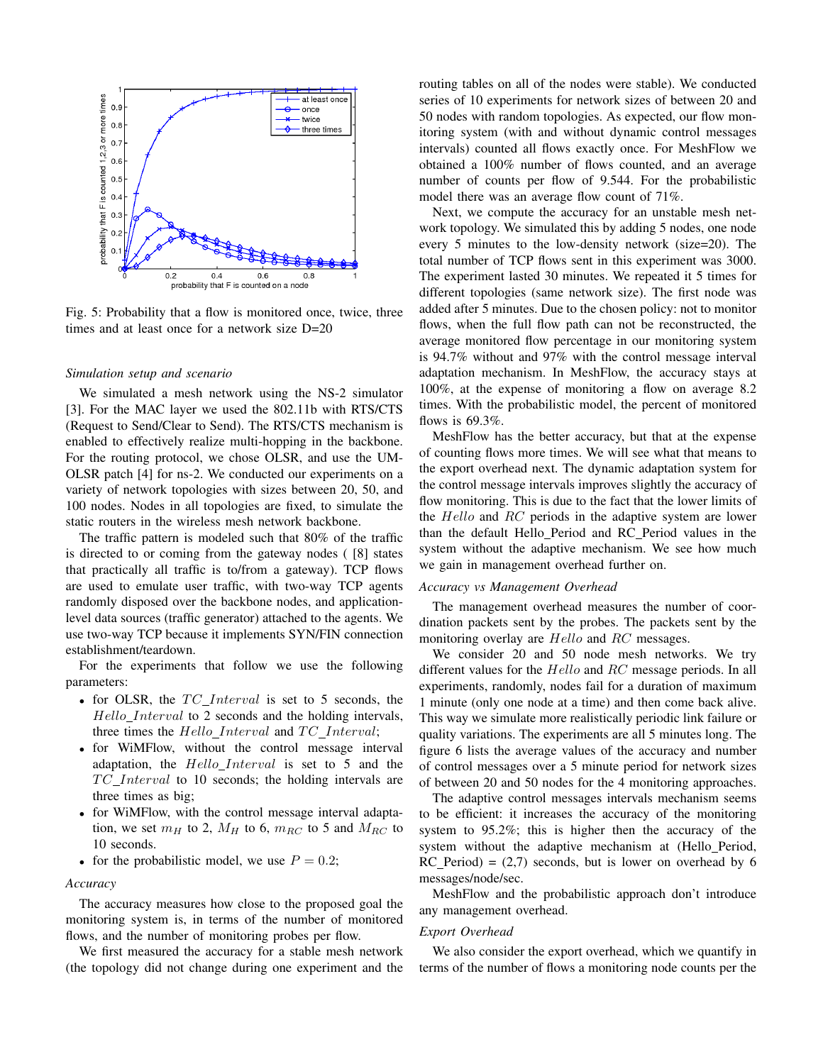Fig. 5: Probability that a flow is monitored once, twice, three times and at least once for a network size D=20

### *Simulation setup and scenario*

We simulated a mesh network using the NS-2 simulator [3]. For the MAC layer we used the 802.11b with RTS/CTS (Request to Send/Clear to Send). The RTS/CTS mechanism is enabled to effectively realize multi-hopping in the backbone. For the routing protocol, we chose OLSR, and use the UM-OLSR patch [4] for ns-2. We conducted our experiments on a variety of network topologies with sizes between 20, 50, and 100 nodes. Nodes in all topologies are fixed, to simulate the static routers in the wireless mesh network backbone.

The traffic pattern is modeled such that 80% of the traffic is directed to or coming from the gateway nodes ( [8] states that practically all traffic is to/from a gateway). TCP flows are used to emulate user traffic, with two-way TCP agents randomly disposed over the backbone nodes, and application-level data sources (traffic generator) attached to the agents. We use two-way TCP because it implements SYN/FIN connection establishment/teardown.

For the experiments that follow we use the following parameters:

- for OLSR, the $TC\_Interval$ is set to 5 seconds, the $Hello\_Interval$ to 2 seconds and the holding intervals, three times the $Hello\_Interval$ and $TC\_Interval$;
- for WiMFlow, without the control message interval adaptation, the $Hello\_Interval$ is set to 5 and the $TC\_Interval$ to 10 seconds; the holding intervals are three times as big;
- for WiMFlow, with the control message interval adaptation, we set $m_H$ to 2, $M_H$ to 6, $m_{RC}$ to 5 and $M_{RC}$ to 10 seconds.
- for the probabilistic model, we use $P = 0.2$;

### *Accuracy*

The accuracy measures how close to the proposed goal the monitoring system is, in terms of the number of monitored flows, and the number of monitoring probes per flow.

We first measured the accuracy for a stable mesh network (the topology did not change during one experiment and the routing tables on all of the nodes were stable). We conducted series of 10 experiments for network sizes of between 20 and 50 nodes with random topologies. As expected, our flow monitoring system (with and without dynamic control messages intervals) counted all flows exactly once. For MeshFlow we obtained a 100% number of flows counted, and an average number of counts per flow of 9.544. For the probabilistic model there was an average flow count of 71%.

Next, we compute the accuracy for an unstable mesh network topology. We simulated this by adding 5 nodes, one node every 5 minutes to the low-density network (size=20). The total number of TCP flows sent in this experiment was 3000. The experiment lasted 30 minutes. We repeated it 5 times for different topologies (same network size). The first node was added after 5 minutes. Due to the chosen policy: not to monitor flows, when the full flow path can not be reconstructed, the average monitored flow percentage in our monitoring system is 94.7% without and 97% with the control message interval adaptation mechanism. In MeshFlow, the accuracy stays at 100%, at the expense of monitoring a flow on average 8.2 times. With the probabilistic model, the percent of monitored flows is 69.3%.

MeshFlow has the better accuracy, but that at the expense of counting flows more times. We will see what that means to the export overhead next. The dynamic adaptation system for the control message intervals improves slightly the accuracy of flow monitoring. This is due to the fact that the lower limits of the $Hello$ and $RC$ periods in the adaptive system are lower than the default Hello_Period and RC_Period values in the system without the adaptive mechanism. We see how much we gain in management overhead further on.

### *Accuracy vs Management Overhead*

The management overhead measures the number of coordination packets sent by the probes. The packets sent by the monitoring overlay are $Hello$ and $RC$ messages.

We consider 20 and 50 node mesh networks. We try different values for the $Hello$ and $RC$ message periods. In all experiments, randomly, nodes fail for a duration of maximum 1 minute (only one node at a time) and then come back alive. This way we simulate more realistically periodic link failure or quality variations. The experiments are all 5 minutes long. The figure 6 lists the average values of the accuracy and number of control messages over a 5 minute period for network sizes of between 20 and 50 nodes for the 4 monitoring approaches.

The adaptive control messages intervals mechanism seems to be efficient: it increases the accuracy of the monitoring system to 95.2%; this is higher then the accuracy of the system without the adaptive mechanism at (Hello_Period, RC_Period) = (2,7) seconds, but is lower on overhead by 6 messages/node/sec.

MeshFlow and the probabilistic approach don't introduce any management overhead.

### *Export Overhead*

We also consider the export overhead, which we quantify in terms of the number of flows a monitoring node counts per the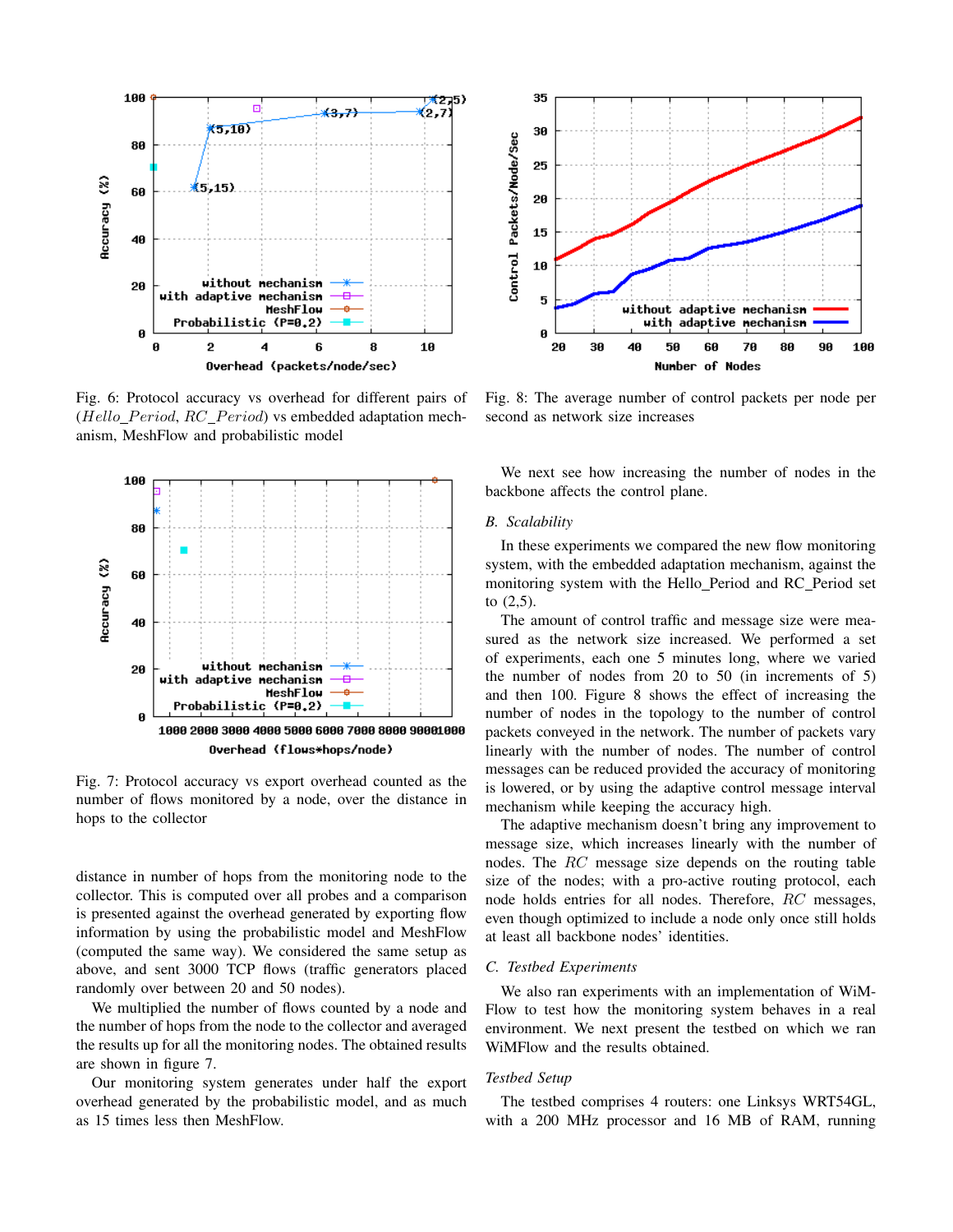Fig. 6: Protocol accuracy vs overhead for different pairs of ($Hello\_Period$, $RC\_Period$) vs embedded adaptation mechanism, MeshFlow and probabilistic model

Fig. 7: Protocol accuracy vs export overhead counted as the number of flows monitored by a node, over the distance in hops to the collector

distance in number of hops from the monitoring node to the collector. This is computed over all probes and a comparison is presented against the overhead generated by exporting flow information by using the probabilistic model and MeshFlow (computed the same way). We considered the same setup as above, and sent 3000 TCP flows (traffic generators placed randomly over between 20 and 50 nodes).

We multiplied the number of flows counted by a node and the number of hops from the node to the collector and averaged the results up for all the monitoring nodes. The obtained results are shown in figure 7.

Our monitoring system generates under half the export overhead generated by the probabilistic model, and as much as 15 times less then MeshFlow.

Fig. 8: The average number of control packets per node per second as network size increases

We next see how increasing the number of nodes in the backbone affects the control plane.

### B. Scalability

In these experiments we compared the new flow monitoring system, with the embedded adaptation mechanism, against the monitoring system with the Hello_Period and RC_Period set to (2,5).

The amount of control traffic and message size were measured as the network size increased. We performed a set of experiments, each one 5 minutes long, where we varied the number of nodes from 20 to 50 (in increments of 5) and then 100. Figure 8 shows the effect of increasing the number of nodes in the topology to the number of control packets conveyed in the network. The number of packets vary linearly with the number of nodes. The number of control messages can be reduced provided the accuracy of monitoring is lowered, or by using the adaptive control message interval mechanism while keeping the accuracy high.

The adaptive mechanism doesn't bring any improvement to message size, which increases linearly with the number of nodes. The $RC$ message size depends on the routing table size of the nodes; with a pro-active routing protocol, each node holds entries for all nodes. Therefore, $RC$ messages, even though optimized to include a node only once still holds at least all backbone nodes' identities.

### C. Testbed Experiments

We also ran experiments with an implementation of WiMFlow to test how the monitoring system behaves in a real environment. We next present the testbed on which we ran WiMFlow and the results obtained.

*Testbed Setup*

The testbed comprises 4 routers: one Linksys WRT54GL, with a 200 MHz processor and 16 MB of RAM, running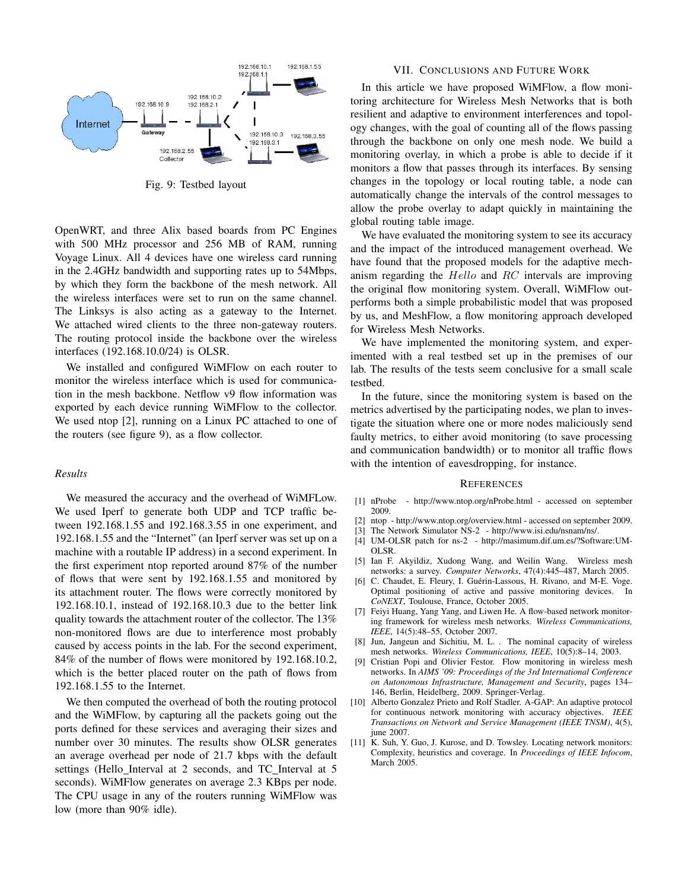192.168.10.1
192.168.1.1
192.168.1.55
192.168.10.2
192.168.2.1
192.168.10.9
Internet
Gateway
192.168.10.3
192.168.3.1
192.168.3.55
192.168.2.55
Collector

Fig. 9: Testbed layout

OpenWRT, and three Alix based boards from PC Engines with 500 MHz processor and 256 MB of RAM, running Voyage Linux. All 4 devices have one wireless card running in the 2.4GHz bandwidth and supporting rates up to 54Mbps, by which they form the backbone of the mesh network. All the wireless interfaces were set to run on the same channel. The Linksys is also acting as a gateway to the Internet. We attached wired clients to the three non-gateway routers. The routing protocol inside the backbone over the wireless interfaces (192.168.10.0/24) is OLSR.

We installed and configured WiMFlow on each router to monitor the wireless interface which is used for communication in the mesh backbone. Netflow v9 flow information was exported by each device running WiMFlow to the collector. We used ntop [2], running on a Linux PC attached to one of the routers (see figure 9), as a flow collector.

### *Results*

We measured the accuracy and the overhead of WiMFLow. We used Iperf to generate both UDP and TCP traffic between 192.168.1.55 and 192.168.3.55 in one experiment, and 192.168.1.55 and the "Internet" (an Iperf server was set up on a machine with a routable IP address) in a second experiment. In the first experiment ntop reported around 87% of the number of flows that were sent by 192.168.1.55 and monitored by its attachment router. The flows were correctly monitored by 192.168.10.1, instead of 192.168.10.3 due to the better link quality towards the attachment router of the collector. The 13% non-monitored flows are due to interference most probably caused by access points in the lab. For the second experiment, 84% of the number of flows were monitored by 192.168.10.2, which is the better placed router on the path of flows from 192.168.1.55 to the Internet.

We then computed the overhead of both the routing protocol and the WiMFlow, by capturing all the packets going out the ports defined for these services and averaging their sizes and number over 30 minutes. The results show OLSR generates an average overhead per node of 21.7 kbps with the default settings (Hello_Interval at 2 seconds, and TC_Interval at 5 seconds). WiMFlow generates on average 2.3 KBps per node. The CPU usage in any of the routers running WiMFlow was low (more than 90% idle).

## VII. Conclusions and Future Work

In this article we have proposed WiMFlow, a flow monitoring architecture for Wireless Mesh Networks that is both resilient and adaptive to environment interferences and topology changes, with the goal of counting all of the flows passing through the backbone on only one mesh node. We build a monitoring overlay, in which a probe is able to decide if it monitors a flow that passes through its interfaces. By sensing changes in the topology or local routing table, a node can automatically change the intervals of the control messages to allow the probe overlay to adapt quickly in maintaining the global routing table image.

We have evaluated the monitoring system to see its accuracy and the impact of the introduced management overhead. We have found that the proposed models for the adaptive mechanism regarding the $Hello$ and $RC$ intervals are improving the original flow monitoring system. Overall, WiMFlow outperforms both a simple probabilistic model that was proposed by us, and MeshFlow, a flow monitoring approach developed for Wireless Mesh Networks.

We have implemented the monitoring system, and experimented with a real testbed set up in the premises of our lab. The results of the tests seem conclusive for a small scale testbed.

In the future, since the monitoring system is based on the metrics advertised by the participating nodes, we plan to investigate the situation where one or more nodes maliciously send faulty metrics, to either avoid monitoring (to save processing and communication bandwidth) or to monitor all traffic flows with the intention of eavesdropping, for instance.

## References

[1] nProbe - http://www.ntop.org/nProbe.html - accessed on september 2009.

[2] ntop - http://www.ntop.org/overview.html - accessed on september 2009.

[3] The Network Simulator NS-2 - http://www.isi.edu/nsnam/ns/.

[4] UM-OLSR patch for ns-2 - http://masimum.dif.um.es/?Software:UM-OLSR.

[5] Ian F. Akyildiz, Xudong Wang, and Weilin Wang. Wireless mesh networks: a survey. *Computer Networks*, 47(4):445–487, March 2005.

[6] C. Chaudet, E. Fleury, I. Guérin-Lassous, H. Rivano, and M-E. Voge. Optimal positioning of active and passive monitoring devices. In *CoNEXT*, Toulouse, France, October 2005.

[7] Feiyi Huang, Yang Yang, and Liwen He. A flow-based network monitoring framework for wireless mesh networks. *Wireless Communications, IEEE*, 14(5):48–55, October 2007.

[8] Jun, Jangeun and Sichitiu, M. L. . The nominal capacity of wireless mesh networks. *Wireless Communications, IEEE*, 10(5):8–14, 2003.

[9] Cristian Popi and Olivier Festor. Flow monitoring in wireless mesh networks. In *AIMS '09: Proceedings of the 3rd International Conference on Autonomous Infrastructure, Management and Security*, pages 134–146, Berlin, Heidelberg, 2009. Springer-Verlag.

[10] Alberto Gonzalez Prieto and Rolf Stadler. A-GAP: An adaptive protocol for continuous network monitoring with accuracy objectives. *IEEE Transactions on Network and Service Management (IEEE TNSM)*, 4(5), june 2007.

[11] K. Suh, Y. Guo, J. Kurose, and D. Towsley. Locating network monitors: Complexity, heuristics and coverage. In *Proceedings of IEEE Infocom*, March 2005.